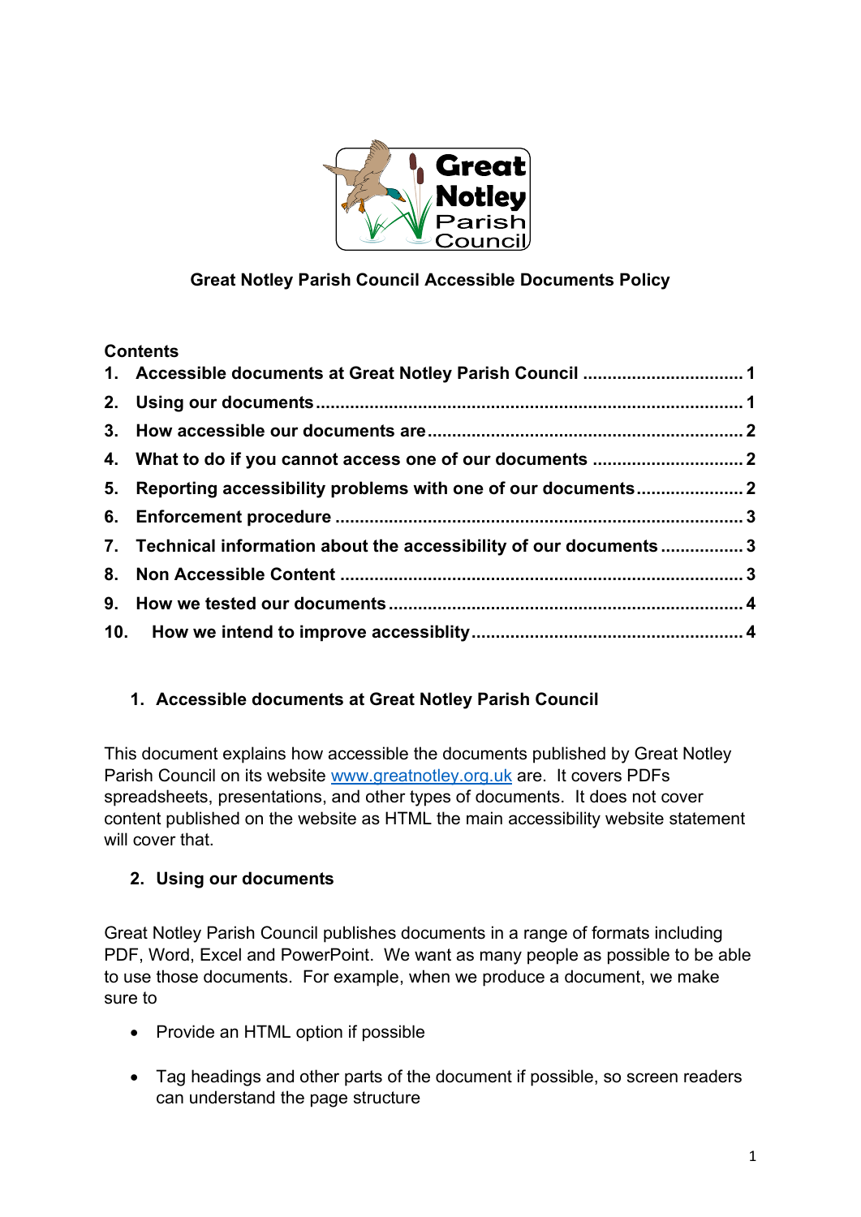**Great Notley Parish Council Accessible Documents Policy**

**Contents**

1. Accessible documents at Great Notley Parish Council ................................ 1
2. Using our documents ........................................................................ 1
3. How accessible our documents are ................................................... 2
4. What to do if you cannot access one of our documents ............................ 2
5. Reporting accessibility problems with one of our documents ..................... 2
6. Enforcement procedure ...................................................................... 3
7. Technical information about the accessibility of our documents ................ 3
8. Non Accessible Content ..................................................................... 3
9. How we tested our documents ........................................................... 4
10. How we intend to improve accessiblity ................................................ 4

## 1. Accessible documents at Great Notley Parish Council

This document explains how accessible the documents published by Great Notley Parish Council on its website [www.greatnotley.org.uk](www.greatnotley.org.uk) are. It covers PDFs spreadsheets, presentations, and other types of documents. It does not cover content published on the website as HTML the main accessibility website statement will cover that.

## 2. Using our documents

Great Notley Parish Council publishes documents in a range of formats including PDF, Word, Excel and PowerPoint. We want as many people as possible to be able to use those documents. For example, when we produce a document, we make sure to

- Provide an HTML option if possible
- Tag headings and other parts of the document if possible, so screen readers can understand the page structure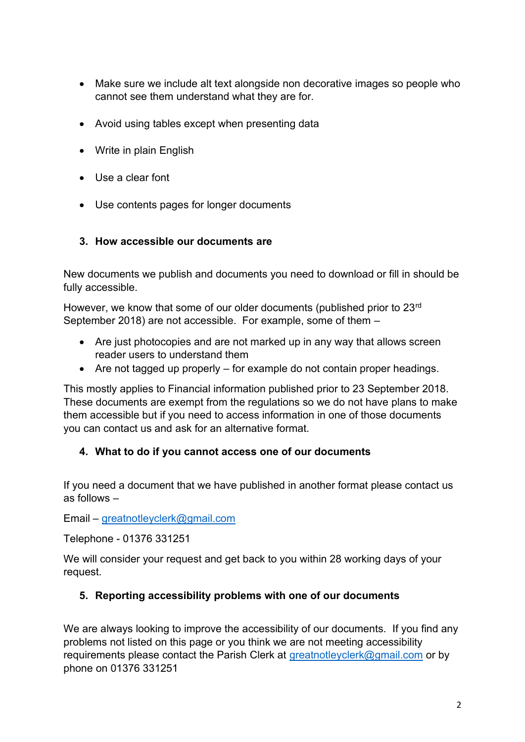- Make sure we include alt text alongside non decorative images so people who cannot see them understand what they are for.
- Avoid using tables except when presenting data
- Write in plain English
- Use a clear font
- Use contents pages for longer documents

## 3. How accessible our documents are

New documents we publish and documents you need to download or fill in should be fully accessible.

However, we know that some of our older documents (published prior to 23rd September 2018) are not accessible. For example, some of them –

- Are just photocopies and are not marked up in any way that allows screen reader users to understand them
- Are not tagged up properly – for example do not contain proper headings.

This mostly applies to Financial information published prior to 23 September 2018. These documents are exempt from the regulations so we do not have plans to make them accessible but if you need to access information in one of those documents you can contact us and ask for an alternative format.

## 4. What to do if you cannot access one of our documents

If you need a document that we have published in another format please contact us as follows –

Email – greatnotleyclerk@gmail.com

Telephone - 01376 331251

We will consider your request and get back to you within 28 working days of your request.

## 5. Reporting accessibility problems with one of our documents

We are always looking to improve the accessibility of our documents. If you find any problems not listed on this page or you think we are not meeting accessibility requirements please contact the Parish Clerk at greatnotleyclerk@gmail.com or by phone on 01376 331251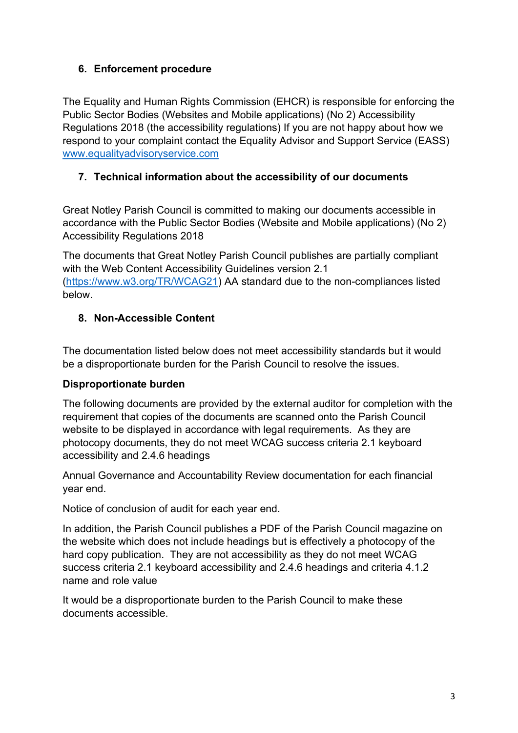## 6. Enforcement procedure

The Equality and Human Rights Commission (EHCR) is responsible for enforcing the Public Sector Bodies (Websites and Mobile applications) (No 2) Accessibility Regulations 2018 (the accessibility regulations) If you are not happy about how we respond to your complaint contact the Equality Advisor and Support Service (EASS) [www.equalityadvisoryservice.com](http://www.equalityadvisoryservice.com)

## 7. Technical information about the accessibility of our documents

Great Notley Parish Council is committed to making our documents accessible in accordance with the Public Sector Bodies (Website and Mobile applications) (No 2) Accessibility Regulations 2018

The documents that Great Notley Parish Council publishes are partially compliant with the Web Content Accessibility Guidelines version 2.1 ([https://www.w3.org/TR/WCAG21](https://www.w3.org/TR/WCAG21)) AA standard due to the non-compliances listed below.

## 8. Non-Accessible Content

The documentation listed below does not meet accessibility standards but it would be a disproportionate burden for the Parish Council to resolve the issues.

**Disproportionate burden**

The following documents are provided by the external auditor for completion with the requirement that copies of the documents are scanned onto the Parish Council website to be displayed in accordance with legal requirements. As they are photocopy documents, they do not meet WCAG success criteria 2.1 keyboard accessibility and 2.4.6 headings

Annual Governance and Accountability Review documentation for each financial year end.

Notice of conclusion of audit for each year end.

In addition, the Parish Council publishes a PDF of the Parish Council magazine on the website which does not include headings but is effectively a photocopy of the hard copy publication. They are not accessibility as they do not meet WCAG success criteria 2.1 keyboard accessibility and 2.4.6 headings and criteria 4.1.2 name and role value

It would be a disproportionate burden to the Parish Council to make these documents accessible.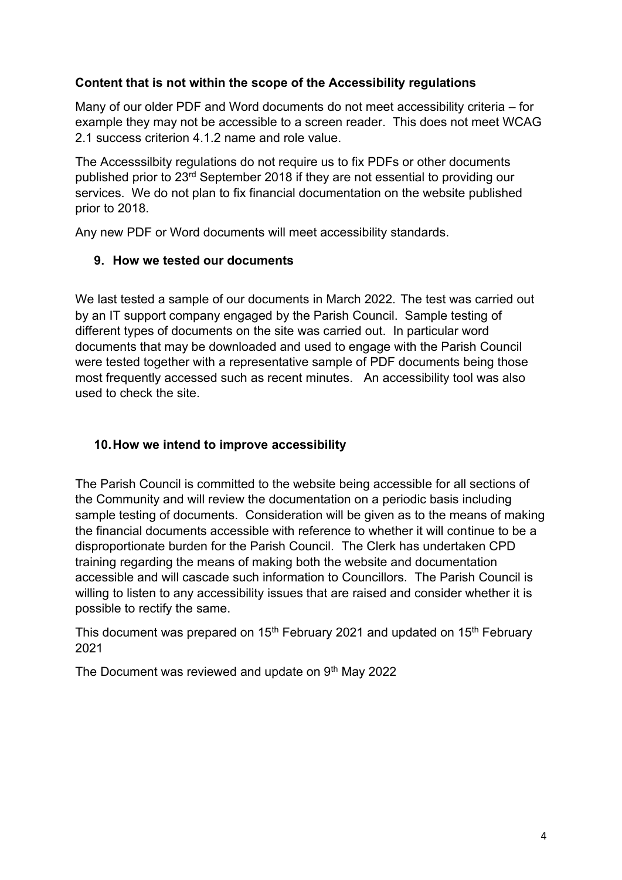### Content that is not within the scope of the Accessibility regulations

Many of our older PDF and Word documents do not meet accessibility criteria – for example they may not be accessible to a screen reader. This does not meet WCAG 2.1 success criterion 4.1.2 name and role value.

The Accesssilbity regulations do not require us to fix PDFs or other documents published prior to 23rd September 2018 if they are not essential to providing our services. We do not plan to fix financial documentation on the website published prior to 2018.

Any new PDF or Word documents will meet accessibility standards.

## 9. How we tested our documents

We last tested a sample of our documents in March 2022. The test was carried out by an IT support company engaged by the Parish Council. Sample testing of different types of documents on the site was carried out. In particular word documents that may be downloaded and used to engage with the Parish Council were tested together with a representative sample of PDF documents being those most frequently accessed such as recent minutes. An accessibility tool was also used to check the site.

## 10. How we intend to improve accessibility

The Parish Council is committed to the website being accessible for all sections of the Community and will review the documentation on a periodic basis including sample testing of documents. Consideration will be given as to the means of making the financial documents accessible with reference to whether it will continue to be a disproportionate burden for the Parish Council. The Clerk has undertaken CPD training regarding the means of making both the website and documentation accessible and will cascade such information to Councillors. The Parish Council is willing to listen to any accessibility issues that are raised and consider whether it is possible to rectify the same.

This document was prepared on 15th February 2021 and updated on 15th February 2021

The Document was reviewed and update on 9th May 2022